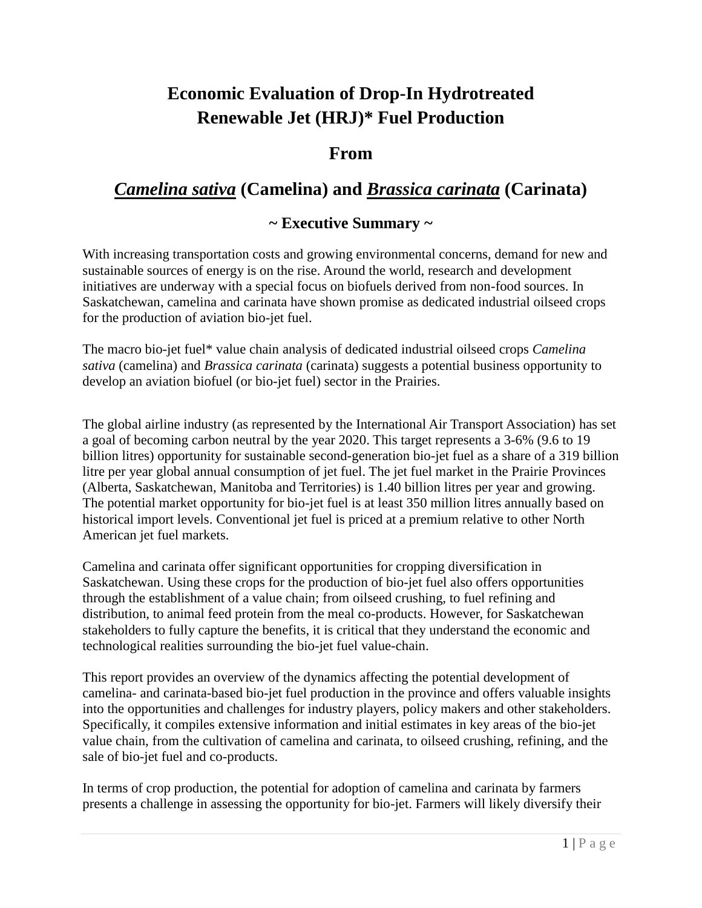# Economic Evaluation of Drop-In Hydrotreated Renewable Jet (HRJ)* Fuel Production

# From

# ***Camelina sativa*** (Camelina) and ***Brassica carinata*** (Carinata)

## ~ Executive Summary ~

With increasing transportation costs and growing environmental concerns, demand for new and sustainable sources of energy is on the rise. Around the world, research and development initiatives are underway with a special focus on biofuels derived from non-food sources. In Saskatchewan, camelina and carinata have shown promise as dedicated industrial oilseed crops for the production of aviation bio-jet fuel.

The macro bio-jet fuel* value chain analysis of dedicated industrial oilseed crops *Camelina sativa* (camelina) and *Brassica carinata* (carinata) suggests a potential business opportunity to develop an aviation biofuel (or bio-jet fuel) sector in the Prairies.

The global airline industry (as represented by the International Air Transport Association) has set a goal of becoming carbon neutral by the year 2020. This target represents a 3-6% (9.6 to 19 billion litres) opportunity for sustainable second-generation bio-jet fuel as a share of a 319 billion litre per year global annual consumption of jet fuel. The jet fuel market in the Prairie Provinces (Alberta, Saskatchewan, Manitoba and Territories) is 1.40 billion litres per year and growing. The potential market opportunity for bio-jet fuel is at least 350 million litres annually based on historical import levels. Conventional jet fuel is priced at a premium relative to other North American jet fuel markets.

Camelina and carinata offer significant opportunities for cropping diversification in Saskatchewan. Using these crops for the production of bio-jet fuel also offers opportunities through the establishment of a value chain; from oilseed crushing, to fuel refining and distribution, to animal feed protein from the meal co-products. However, for Saskatchewan stakeholders to fully capture the benefits, it is critical that they understand the economic and technological realities surrounding the bio-jet fuel value-chain.

This report provides an overview of the dynamics affecting the potential development of camelina- and carinata-based bio-jet fuel production in the province and offers valuable insights into the opportunities and challenges for industry players, policy makers and other stakeholders. Specifically, it compiles extensive information and initial estimates in key areas of the bio-jet value chain, from the cultivation of camelina and carinata, to oilseed crushing, refining, and the sale of bio-jet fuel and co-products.

In terms of crop production, the potential for adoption of camelina and carinata by farmers presents a challenge in assessing the opportunity for bio-jet. Farmers will likely diversify their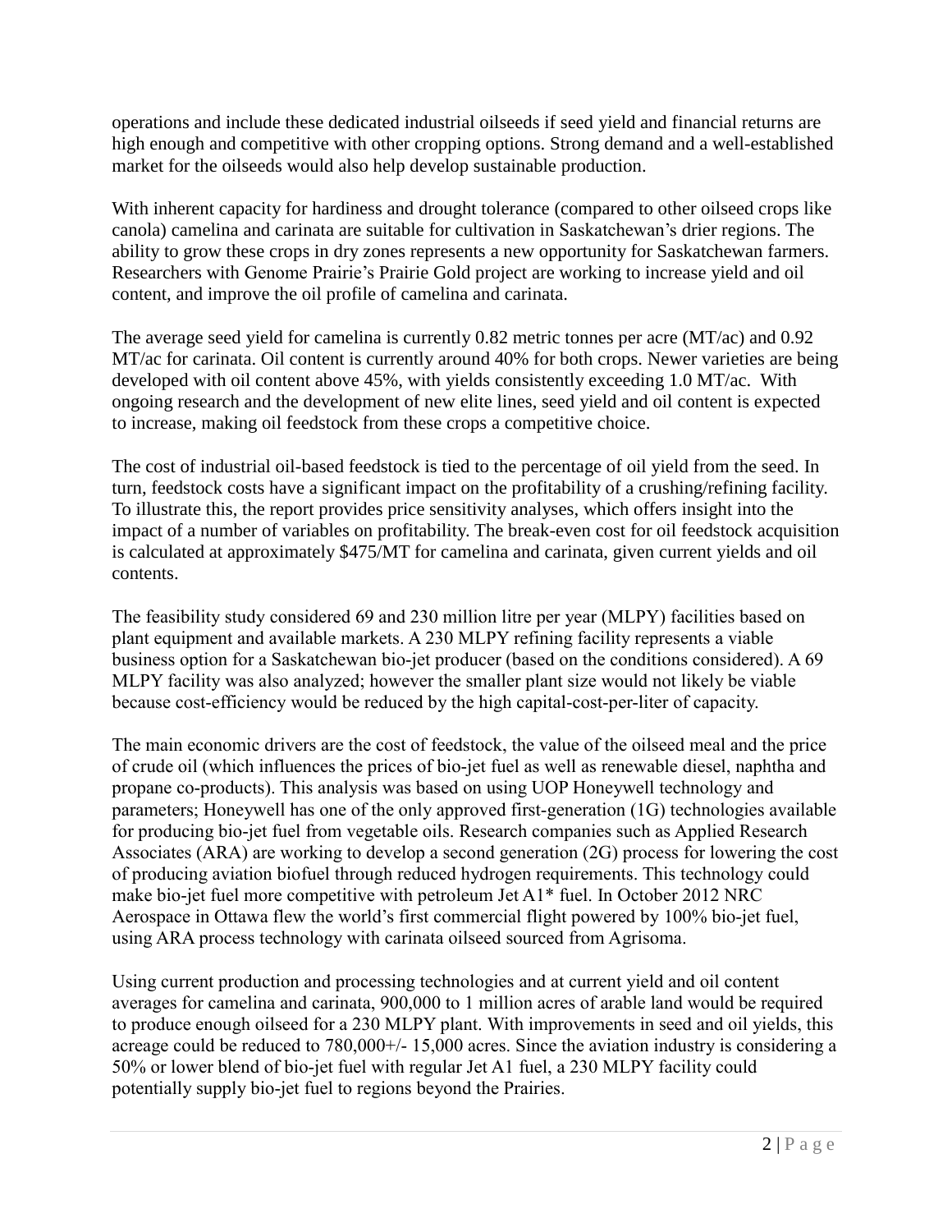operations and include these dedicated industrial oilseeds if seed yield and financial returns are high enough and competitive with other cropping options. Strong demand and a well-established market for the oilseeds would also help develop sustainable production.

With inherent capacity for hardiness and drought tolerance (compared to other oilseed crops like canola) camelina and carinata are suitable for cultivation in Saskatchewan's drier regions. The ability to grow these crops in dry zones represents a new opportunity for Saskatchewan farmers. Researchers with Genome Prairie's Prairie Gold project are working to increase yield and oil content, and improve the oil profile of camelina and carinata.

The average seed yield for camelina is currently 0.82 metric tonnes per acre (MT/ac) and 0.92 MT/ac for carinata. Oil content is currently around 40% for both crops. Newer varieties are being developed with oil content above 45%, with yields consistently exceeding 1.0 MT/ac. With ongoing research and the development of new elite lines, seed yield and oil content is expected to increase, making oil feedstock from these crops a competitive choice.

The cost of industrial oil-based feedstock is tied to the percentage of oil yield from the seed. In turn, feedstock costs have a significant impact on the profitability of a crushing/refining facility. To illustrate this, the report provides price sensitivity analyses, which offers insight into the impact of a number of variables on profitability. The break-even cost for oil feedstock acquisition is calculated at approximately $475/MT for camelina and carinata, given current yields and oil contents.

The feasibility study considered 69 and 230 million litre per year (MLPY) facilities based on plant equipment and available markets. A 230 MLPY refining facility represents a viable business option for a Saskatchewan bio-jet producer (based on the conditions considered). A 69 MLPY facility was also analyzed; however the smaller plant size would not likely be viable because cost-efficiency would be reduced by the high capital-cost-per-liter of capacity.

The main economic drivers are the cost of feedstock, the value of the oilseed meal and the price of crude oil (which influences the prices of bio-jet fuel as well as renewable diesel, naphtha and propane co-products). This analysis was based on using UOP Honeywell technology and parameters; Honeywell has one of the only approved first-generation (1G) technologies available for producing bio-jet fuel from vegetable oils. Research companies such as Applied Research Associates (ARA) are working to develop a second generation (2G) process for lowering the cost of producing aviation biofuel through reduced hydrogen requirements. This technology could make bio-jet fuel more competitive with petroleum Jet A1* fuel. In October 2012 NRC Aerospace in Ottawa flew the world's first commercial flight powered by 100% bio-jet fuel, using ARA process technology with carinata oilseed sourced from Agrisoma.

Using current production and processing technologies and at current yield and oil content averages for camelina and carinata, 900,000 to 1 million acres of arable land would be required to produce enough oilseed for a 230 MLPY plant. With improvements in seed and oil yields, this acreage could be reduced to 780,000+/- 15,000 acres. Since the aviation industry is considering a 50% or lower blend of bio-jet fuel with regular Jet A1 fuel, a 230 MLPY facility could potentially supply bio-jet fuel to regions beyond the Prairies.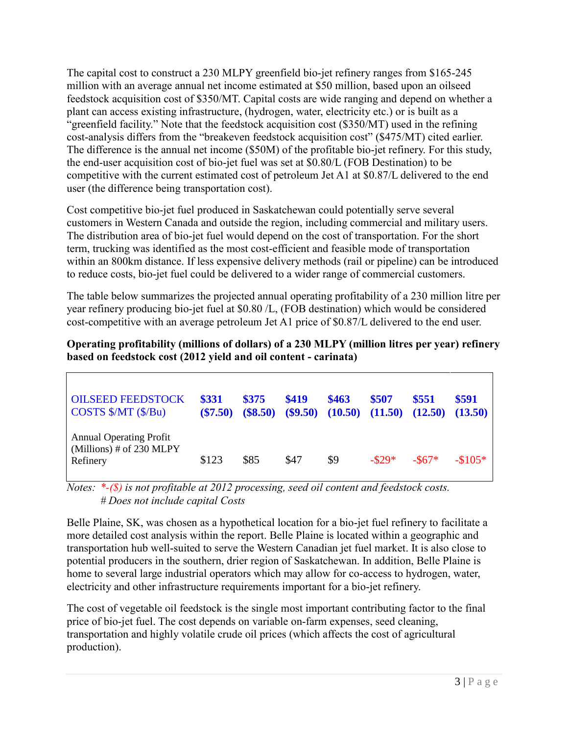The capital cost to construct a 230 MLPY greenfield bio-jet refinery ranges from $165-245 million with an average annual net income estimated at $50 million, based upon an oilseed feedstock acquisition cost of $350/MT. Capital costs are wide ranging and depend on whether a plant can access existing infrastructure, (hydrogen, water, electricity etc.) or is built as a "greenfield facility." Note that the feedstock acquisition cost ($350/MT) used in the refining cost-analysis differs from the "breakeven feedstock acquisition cost" ($475/MT) cited earlier. The difference is the annual net income ($50M) of the profitable bio-jet refinery. For this study, the end-user acquisition cost of bio-jet fuel was set at $0.80/L (FOB Destination) to be competitive with the current estimated cost of petroleum Jet A1 at $0.87/L delivered to the end user (the difference being transportation cost).

Cost competitive bio-jet fuel produced in Saskatchewan could potentially serve several customers in Western Canada and outside the region, including commercial and military users. The distribution area of bio-jet fuel would depend on the cost of transportation. For the short term, trucking was identified as the most cost-efficient and feasible mode of transportation within an 800km distance. If less expensive delivery methods (rail or pipeline) can be introduced to reduce costs, bio-jet fuel could be delivered to a wider range of commercial customers.

The table below summarizes the projected annual operating profitability of a 230 million litre per year refinery producing bio-jet fuel at $0.80 /L, (FOB destination) which would be considered cost-competitive with an average petroleum Jet A1 price of $0.87/L delivered to the end user.

**Operating profitability (millions of dollars) of a 230 MLPY (million litres per year) refinery based on feedstock cost (2012 yield and oil content - carinata)**

| OILSEED FEEDSTOCK COSTS $/MT ($/Bu) | **$331 ($7.50)** | **$375 ($8.50)** | **$419 ($9.50)** | **$463 (10.50)** | **$507 (11.50)** | **$551 (12.50)** | **$591 (13.50)** |
|---|---|---|---|---|---|---|---|
| Annual Operating Profit (Millions) # of 230 MLPY Refinery | $123 | $85 | $47 | $9 | -$29* | -$67* | -$105* |

*Notes: *-($) is not profitable at 2012 processing, seed oil content and feedstock costs.*
*# Does not include capital Costs*

Belle Plaine, SK, was chosen as a hypothetical location for a bio-jet fuel refinery to facilitate a more detailed cost analysis within the report. Belle Plaine is located within a geographic and transportation hub well-suited to serve the Western Canadian jet fuel market. It is also close to potential producers in the southern, drier region of Saskatchewan. In addition, Belle Plaine is home to several large industrial operators which may allow for co-access to hydrogen, water, electricity and other infrastructure requirements important for a bio-jet refinery.

The cost of vegetable oil feedstock is the single most important contributing factor to the final price of bio-jet fuel. The cost depends on variable on-farm expenses, seed cleaning, transportation and highly volatile crude oil prices (which affects the cost of agricultural production).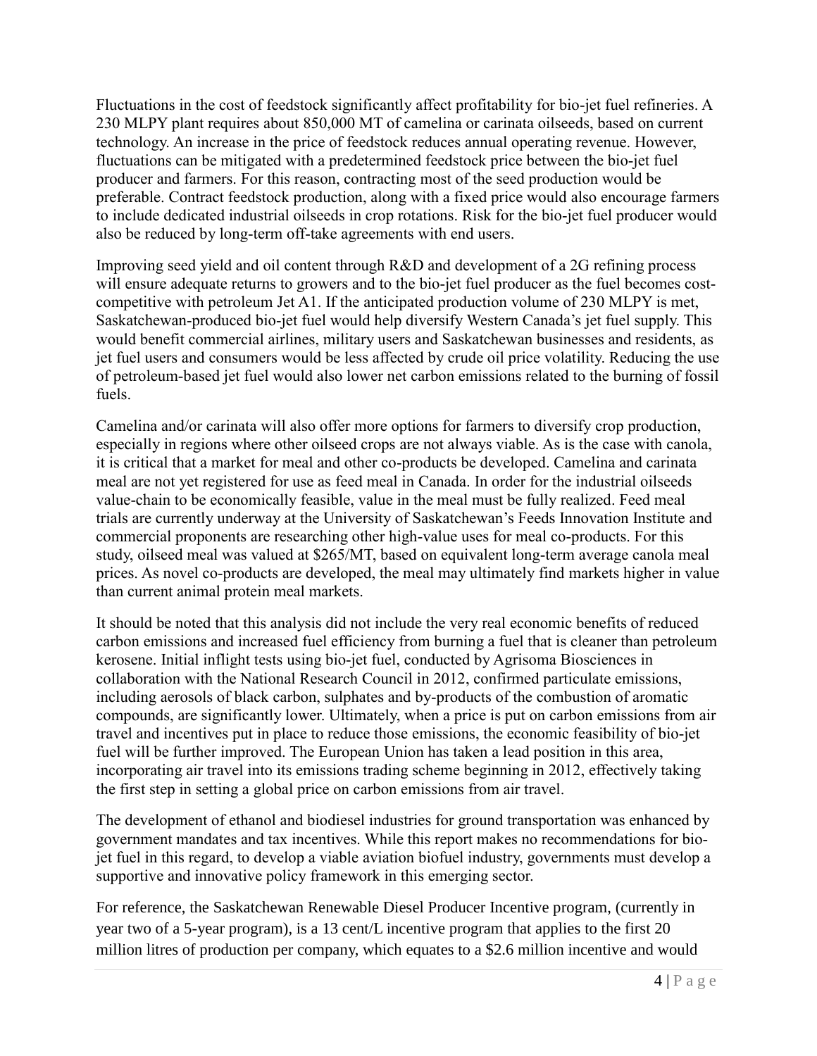Fluctuations in the cost of feedstock significantly affect profitability for bio-jet fuel refineries. A 230 MLPY plant requires about 850,000 MT of camelina or carinata oilseeds, based on current technology. An increase in the price of feedstock reduces annual operating revenue. However, fluctuations can be mitigated with a predetermined feedstock price between the bio-jet fuel producer and farmers. For this reason, contracting most of the seed production would be preferable. Contract feedstock production, along with a fixed price would also encourage farmers to include dedicated industrial oilseeds in crop rotations. Risk for the bio-jet fuel producer would also be reduced by long-term off-take agreements with end users.

Improving seed yield and oil content through R&D and development of a 2G refining process will ensure adequate returns to growers and to the bio-jet fuel producer as the fuel becomes cost-competitive with petroleum Jet A1. If the anticipated production volume of 230 MLPY is met, Saskatchewan-produced bio-jet fuel would help diversify Western Canada's jet fuel supply. This would benefit commercial airlines, military users and Saskatchewan businesses and residents, as jet fuel users and consumers would be less affected by crude oil price volatility. Reducing the use of petroleum-based jet fuel would also lower net carbon emissions related to the burning of fossil fuels.

Camelina and/or carinata will also offer more options for farmers to diversify crop production, especially in regions where other oilseed crops are not always viable. As is the case with canola, it is critical that a market for meal and other co-products be developed. Camelina and carinata meal are not yet registered for use as feed meal in Canada. In order for the industrial oilseeds value-chain to be economically feasible, value in the meal must be fully realized. Feed meal trials are currently underway at the University of Saskatchewan's Feeds Innovation Institute and commercial proponents are researching other high-value uses for meal co-products. For this study, oilseed meal was valued at $265/MT, based on equivalent long-term average canola meal prices. As novel co-products are developed, the meal may ultimately find markets higher in value than current animal protein meal markets.

It should be noted that this analysis did not include the very real economic benefits of reduced carbon emissions and increased fuel efficiency from burning a fuel that is cleaner than petroleum kerosene. Initial inflight tests using bio-jet fuel, conducted by Agrisoma Biosciences in collaboration with the National Research Council in 2012, confirmed particulate emissions, including aerosols of black carbon, sulphates and by-products of the combustion of aromatic compounds, are significantly lower. Ultimately, when a price is put on carbon emissions from air travel and incentives put in place to reduce those emissions, the economic feasibility of bio-jet fuel will be further improved. The European Union has taken a lead position in this area, incorporating air travel into its emissions trading scheme beginning in 2012, effectively taking the first step in setting a global price on carbon emissions from air travel.

The development of ethanol and biodiesel industries for ground transportation was enhanced by government mandates and tax incentives. While this report makes no recommendations for bio-jet fuel in this regard, to develop a viable aviation biofuel industry, governments must develop a supportive and innovative policy framework in this emerging sector.

For reference, the Saskatchewan Renewable Diesel Producer Incentive program, (currently in year two of a 5-year program), is a 13 cent/L incentive program that applies to the first 20 million litres of production per company, which equates to a $2.6 million incentive and would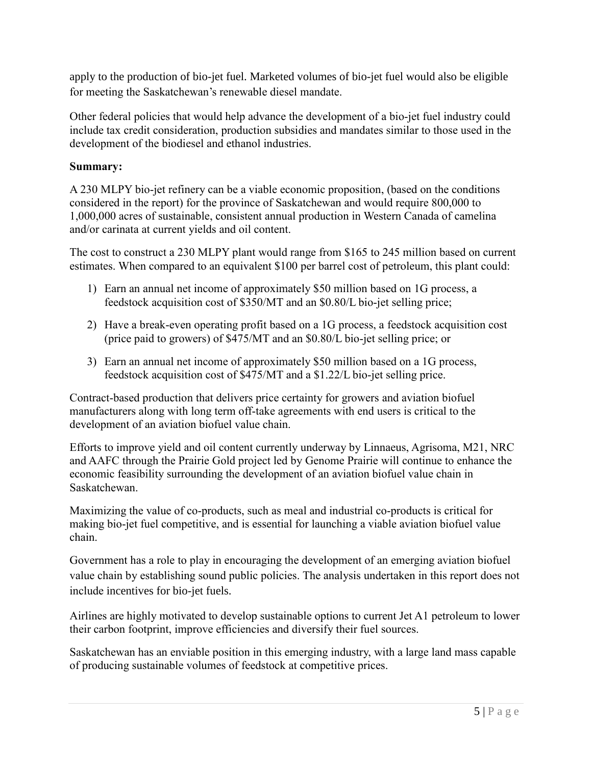apply to the production of bio-jet fuel. Marketed volumes of bio-jet fuel would also be eligible for meeting the Saskatchewan's renewable diesel mandate.

Other federal policies that would help advance the development of a bio-jet fuel industry could include tax credit consideration, production subsidies and mandates similar to those used in the development of the biodiesel and ethanol industries.

**Summary:**

A 230 MLPY bio-jet refinery can be a viable economic proposition, (based on the conditions considered in the report) for the province of Saskatchewan and would require 800,000 to 1,000,000 acres of sustainable, consistent annual production in Western Canada of camelina and/or carinata at current yields and oil content.

The cost to construct a 230 MLPY plant would range from $165 to 245 million based on current estimates. When compared to an equivalent $100 per barrel cost of petroleum, this plant could:

1) Earn an annual net income of approximately $50 million based on 1G process, a feedstock acquisition cost of $350/MT and an $0.80/L bio-jet selling price;
2) Have a break-even operating profit based on a 1G process, a feedstock acquisition cost (price paid to growers) of $475/MT and an $0.80/L bio-jet selling price; or
3) Earn an annual net income of approximately $50 million based on a 1G process, feedstock acquisition cost of $475/MT and a $1.22/L bio-jet selling price.

Contract-based production that delivers price certainty for growers and aviation biofuel manufacturers along with long term off-take agreements with end users is critical to the development of an aviation biofuel value chain.

Efforts to improve yield and oil content currently underway by Linnaeus, Agrisoma, M21, NRC and AAFC through the Prairie Gold project led by Genome Prairie will continue to enhance the economic feasibility surrounding the development of an aviation biofuel value chain in Saskatchewan.

Maximizing the value of co-products, such as meal and industrial co-products is critical for making bio-jet fuel competitive, and is essential for launching a viable aviation biofuel value chain.

Government has a role to play in encouraging the development of an emerging aviation biofuel value chain by establishing sound public policies. The analysis undertaken in this report does not include incentives for bio-jet fuels.

Airlines are highly motivated to develop sustainable options to current Jet A1 petroleum to lower their carbon footprint, improve efficiencies and diversify their fuel sources.

Saskatchewan has an enviable position in this emerging industry, with a large land mass capable of producing sustainable volumes of feedstock at competitive prices.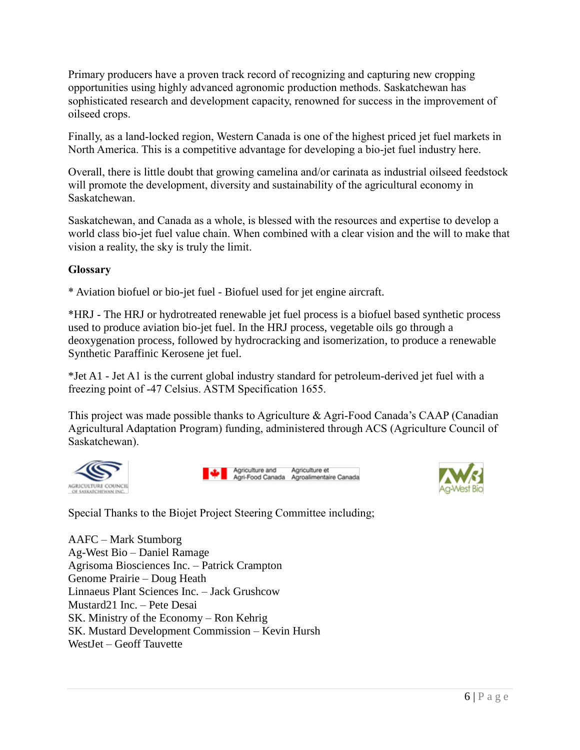Primary producers have a proven track record of recognizing and capturing new cropping opportunities using highly advanced agronomic production methods. Saskatchewan has sophisticated research and development capacity, renowned for success in the improvement of oilseed crops.

Finally, as a land-locked region, Western Canada is one of the highest priced jet fuel markets in North America. This is a competitive advantage for developing a bio-jet fuel industry here.

Overall, there is little doubt that growing camelina and/or carinata as industrial oilseed feedstock will promote the development, diversity and sustainability of the agricultural economy in Saskatchewan.

Saskatchewan, and Canada as a whole, is blessed with the resources and expertise to develop a world class bio-jet fuel value chain. When combined with a clear vision and the will to make that vision a reality, the sky is truly the limit.

**Glossary**

* Aviation biofuel or bio-jet fuel - Biofuel used for jet engine aircraft.

*HRJ - The HRJ or hydrotreated renewable jet fuel process is a biofuel based synthetic process used to produce aviation bio-jet fuel. In the HRJ process, vegetable oils go through a deoxygenation process, followed by hydrocracking and isomerization, to produce a renewable Synthetic Paraffinic Kerosene jet fuel.

*Jet A1 - Jet A1 is the current global industry standard for petroleum-derived jet fuel with a freezing point of -47 Celsius. ASTM Specification 1655.

This project was made possible thanks to Agriculture & Agri-Food Canada's CAAP (Canadian Agricultural Adaptation Program) funding, administered through ACS (Agriculture Council of Saskatchewan).

Agriculture Council of Saskatchewan Inc. | Agriculture and Agri-Food Canada / Agriculture et Agroalimentaire Canada | Ag-West Bio

Special Thanks to the Biojet Project Steering Committee including;

AAFC – Mark Stumborg
Ag-West Bio – Daniel Ramage
Agrisoma Biosciences Inc. – Patrick Crampton
Genome Prairie – Doug Heath
Linnaeus Plant Sciences Inc. – Jack Grushcow
Mustard21 Inc. – Pete Desai
SK. Ministry of the Economy – Ron Kehrig
SK. Mustard Development Commission – Kevin Hursh
WestJet – Geoff Tauvette